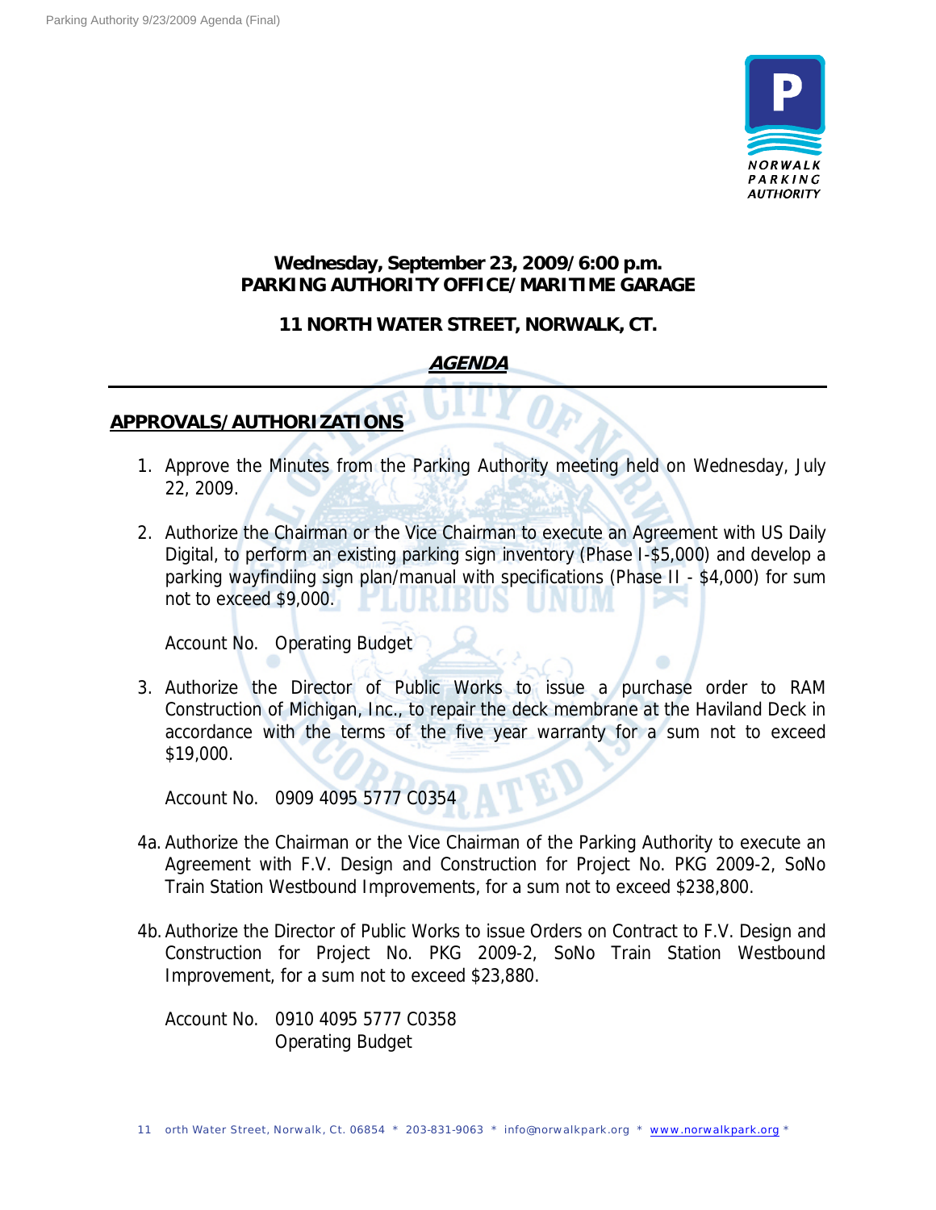**Wednesday, September 23, 2009/6:00 p.m.**
**PARKING AUTHORITY OFFICE/MARITIME GARAGE**

**11 NORTH WATER STREET, NORWALK, CT.**

***AGENDA***

## APPROVALS/AUTHORIZATIONS

1. Approve the Minutes from the Parking Authority meeting held on Wednesday, July 22, 2009.

2. Authorize the Chairman or the Vice Chairman to execute an Agreement with US Daily Digital, to perform an existing parking sign inventory (Phase I-$5,000) and develop a parking wayfindiing sign plan/manual with specifications (Phase II - $4,000) for sum not to exceed $9,000.

   Account No. Operating Budget

3. Authorize the Director of Public Works to issue a purchase order to RAM Construction of Michigan, Inc., to repair the deck membrane at the Haviland Deck in accordance with the terms of the five year warranty for a sum not to exceed $19,000.

   Account No. 0909 4095 5777 C0354

4a. Authorize the Chairman or the Vice Chairman of the Parking Authority to execute an Agreement with F.V. Design and Construction for Project No. PKG 2009-2, SoNo Train Station Westbound Improvements, for a sum not to exceed $238,800.

4b. Authorize the Director of Public Works to issue Orders on Contract to F.V. Design and Construction for Project No. PKG 2009-2, SoNo Train Station Westbound Improvement, for a sum not to exceed $23,880.

   Account No. 0910 4095 5777 C0358
   Operating Budget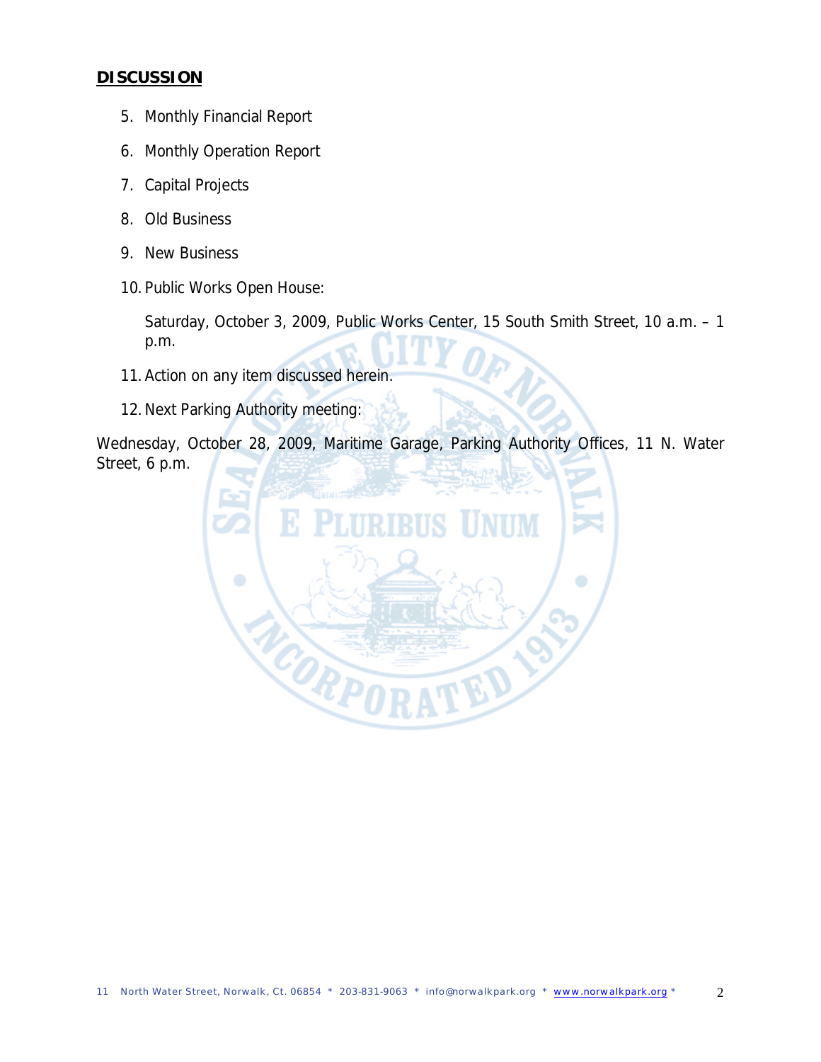## DISCUSSION

5. Monthly Financial Report
6. Monthly Operation Report
7. Capital Projects
8. Old Business
9. New Business
10. Public Works Open House:

    Saturday, October 3, 2009, Public Works Center, 15 South Smith Street, 10 a.m. – 1 p.m.

11. Action on any item discussed herein.
12. Next Parking Authority meeting:

Wednesday, October 28, 2009, Maritime Garage, Parking Authority Offices, 11 N. Water Street, 6 p.m.